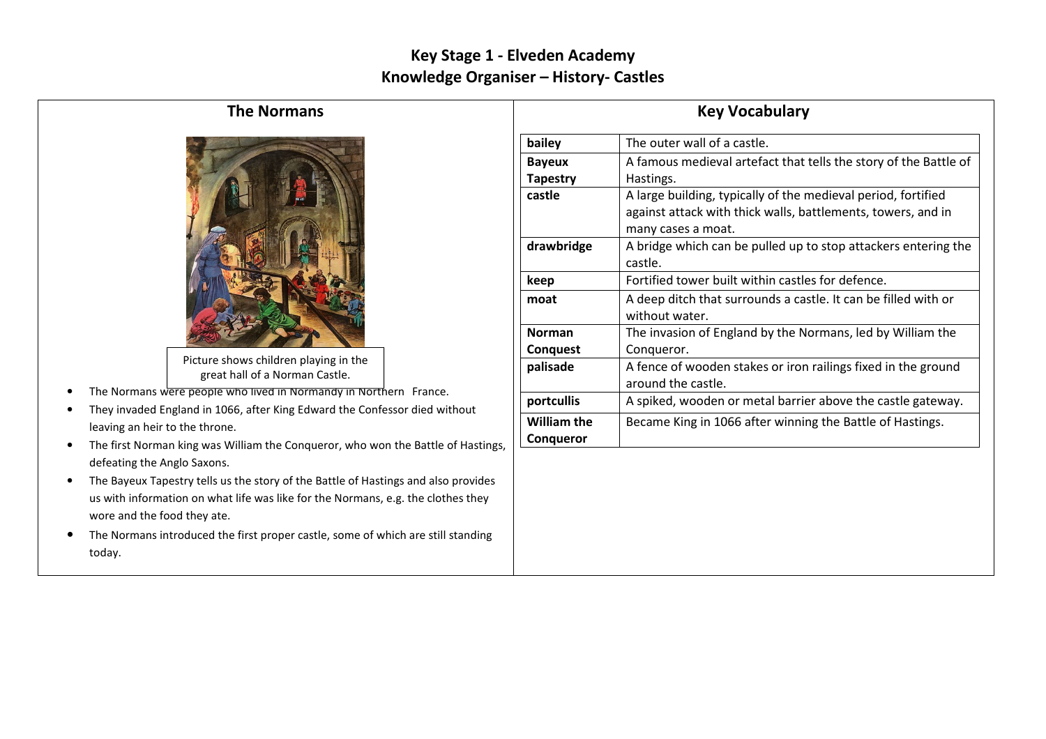# Key Stage 1 - Elveden Academy
# Knowledge Organiser – History- Castles

## The Normans

Picture shows children playing in the great hall of a Norman Castle.

- The Normans were people who lived in Normandy in Northern France.
- They invaded England in 1066, after King Edward the Confessor died without leaving an heir to the throne.
- The first Norman king was William the Conqueror, who won the Battle of Hastings, defeating the Anglo Saxons.
- The Bayeux Tapestry tells us the story of the Battle of Hastings and also provides us with information on what life was like for the Normans, e.g. the clothes they wore and the food they ate.
- The Normans introduced the first proper castle, some of which are still standing today.

## Key Vocabulary

| | |
|---|---|
| **bailey** | The outer wall of a castle. |
| **Bayeux Tapestry** | A famous medieval artefact that tells the story of the Battle of Hastings. |
| **castle** | A large building, typically of the medieval period, fortified against attack with thick walls, battlements, towers, and in many cases a moat. |
| **drawbridge** | A bridge which can be pulled up to stop attackers entering the castle. |
| **keep** | Fortified tower built within castles for defence. |
| **moat** | A deep ditch that surrounds a castle. It can be filled with or without water. |
| **Norman Conquest** | The invasion of England by the Normans, led by William the Conqueror. |
| **palisade** | A fence of wooden stakes or iron railings fixed in the ground around the castle. |
| **portcullis** | A spiked, wooden or metal barrier above the castle gateway. |
| **William the Conqueror** | Became King in 1066 after winning the Battle of Hastings. |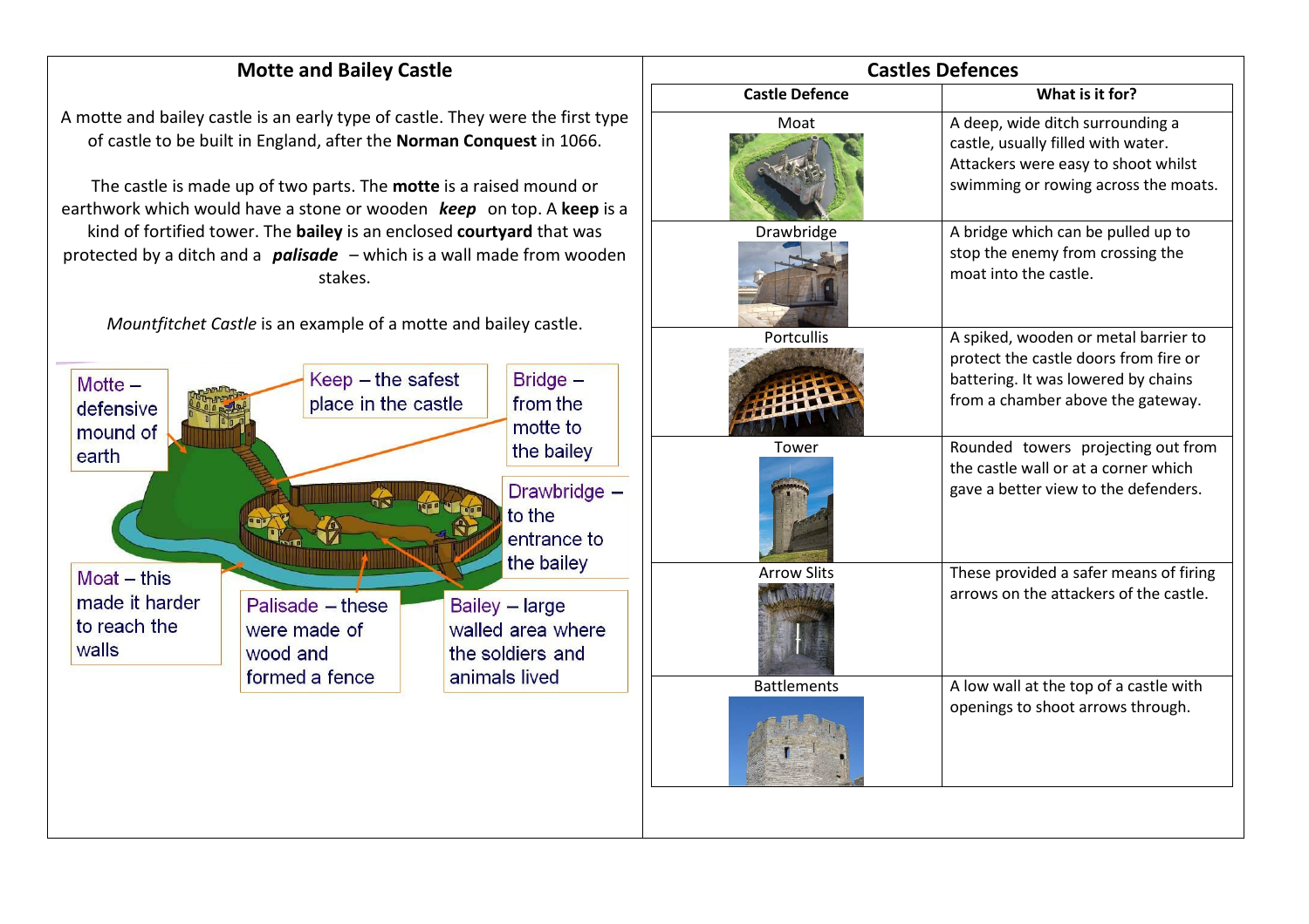## Motte and Bailey Castle

A motte and bailey castle is an early type of castle. They were the first type of castle to be built in England, after the **Norman Conquest** in 1066.

The castle is made up of two parts. The **motte** is a raised mound or earthwork which would have a stone or wooden ***keep*** on top. A **keep** is a kind of fortified tower. The **bailey** is an enclosed **courtyard** that was protected by a ditch and a ***palisade*** – which is a wall made from wooden stakes.

*Mountfitchet Castle* is an example of a motte and bailey castle.

Motte – defensive mound of earth

Keep – the safest place in the castle

Bridge – from the motte to the bailey

Drawbridge – to the entrance to the bailey

Moat – this made it harder to reach the walls

Palisade – these were made of wood and formed a fence

Bailey – large walled area where the soldiers and animals lived

## Castles Defences

| Castle Defence | What is it for? |
| --- | --- |
| Moat | A deep, wide ditch surrounding a castle, usually filled with water. Attackers were easy to shoot whilst swimming or rowing across the moats. |
| Drawbridge | A bridge which can be pulled up to stop the enemy from crossing the moat into the castle. |
| Portcullis | A spiked, wooden or metal barrier to protect the castle doors from fire or battering. It was lowered by chains from a chamber above the gateway. |
| Tower | Rounded towers projecting out from the castle wall or at a corner which gave a better view to the defenders. |
| Arrow Slits | These provided a safer means of firing arrows on the attackers of the castle. |
| Battlements | A low wall at the top of a castle with openings to shoot arrows through. |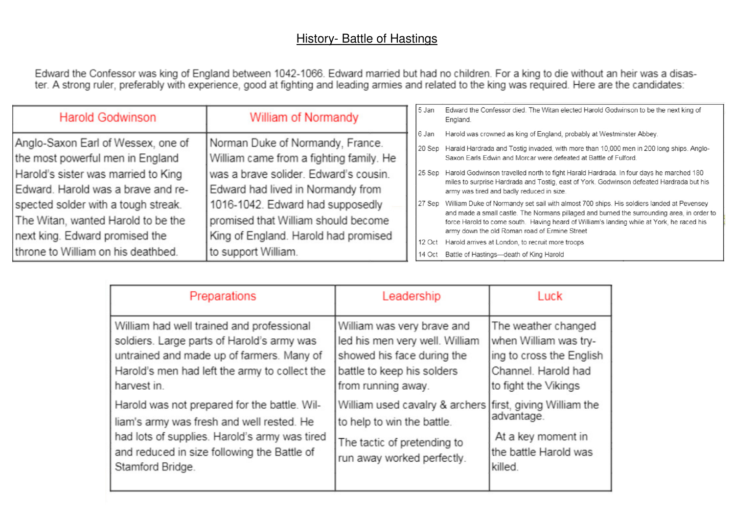# History- Battle of Hastings

Edward the Confessor was king of England between 1042-1066. Edward married but had no children. For a king to die without an heir was a disaster. A strong ruler, preferably with experience, good at fighting and leading armies and related to the king was required. Here are the candidates:

| Harold Godwinson | William of Normandy |
|---|---|
| Anglo-Saxon Earl of Wessex, one of the most powerful men in England Harold's sister was married to King Edward. Harold was a brave and respected solder with a tough streak. The Witan, wanted Harold to be the next king. Edward promised the throne to William on his deathbed. | Norman Duke of Normandy, France. William came from a fighting family. He was a brave solider. Edward's cousin. Edward had lived in Normandy from 1016-1042. Edward had supposedly promised that William should become King of England. Harold had promised to support William. |

| | |
|---|---|
| 5 Jan | Edward the Confessor died. The Witan elected Harold Godwinson to be the next king of England. |
| 6 Jan | Harold was crowned as king of England, probably at Westminster Abbey. |
| 20 Sep | Harald Hardrada and Tostig invaded, with more than 10,000 men in 200 long ships. Anglo-Saxon Earls Edwin and Morcar were defeated at Battle of Fulford. |
| 25 Sep | Harold Godwinson travelled north to fight Harald Hardrada. In four days he marched 180 miles to surprise Hardrada and Tostig, east of York. Godwinson defeated Hardrada but his army was tired and badly reduced in size. |
| 27 Sep | William Duke of Normandy set sail with almost 700 ships. His soldiers landed at Pevensey and made a small castle. The Normans pillaged and burned the surrounding area, in order to force Harold to come south. Having heard of William's landing while at York, he raced his army down the old Roman road of Ermine Street |
| 12 Oct | Harold arrives at London, to recruit more troops |
| 14 Oct | Battle of Hastings—death of King Harold |

| Preparations | Leadership | Luck |
|---|---|---|
| William had well trained and professional soldiers. Large parts of Harold's army was untrained and made up of farmers. Many of Harold's men had left the army to collect the harvest in.<br><br>Harold was not prepared for the battle. William's army was fresh and well rested. He had lots of supplies. Harold's army was tired and reduced in size following the Battle of Stamford Bridge. | William was very brave and led his men very well. William showed his face during the battle to keep his solders from running away.<br><br>William used cavalry & archers to help to win the battle.<br><br>The tactic of pretending to run away worked perfectly. | The weather changed when William was trying to cross the English Channel. Harold had to fight the Vikings first, giving William the advantage.<br><br>At a key moment in the battle Harold was killed. |